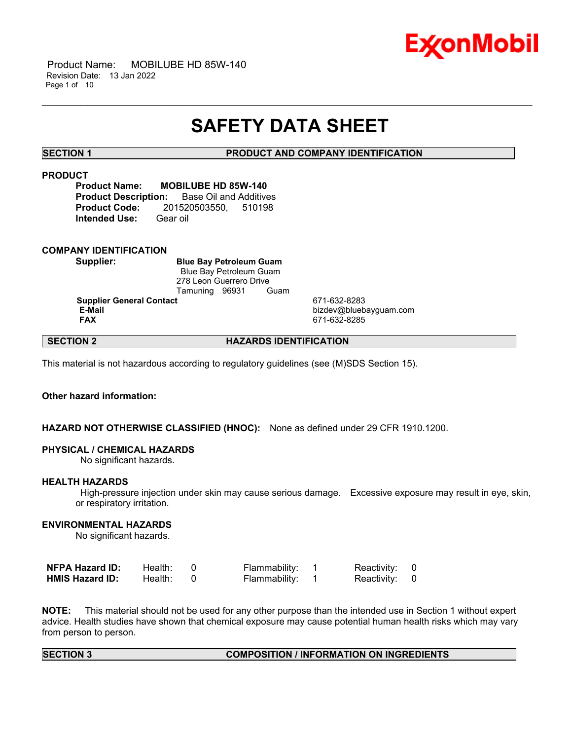# SAFETY DATA SHEET

## SECTION 1 PRODUCT AND COMPANY IDENTIFICATION

### PRODUCT

**Product Name:** **MOBILUBE HD 85W-140**
**Product Description:** Base Oil and Additives
**Product Code:** 201520503550, 510198
**Intended Use:** Gear oil

### COMPANY IDENTIFICATION

**Supplier:** **Blue Bay Petroleum Guam**
Blue Bay Petroleum Guam
278 Leon Guerrero Drive
Tamuning 96931 Guam

| | |
|---|---|
| **Supplier General Contact** | 671-632-8283 |
| **E-Mail** | bizdev@bluebayguam.com |
| **FAX** | 671-632-8285 |

## SECTION 2 HAZARDS IDENTIFICATION

This material is not hazardous according to regulatory guidelines (see (M)SDS Section 15).

**Other hazard information:**

**HAZARD NOT OTHERWISE CLASSIFIED (HNOC):** None as defined under 29 CFR 1910.1200.

**PHYSICAL / CHEMICAL HAZARDS**

No significant hazards.

**HEALTH HAZARDS**

High-pressure injection under skin may cause serious damage. Excessive exposure may result in eye, skin, or respiratory irritation.

**ENVIRONMENTAL HAZARDS**

No significant hazards.

| | | | | | | |
|---|---|---|---|---|---|---|
| **NFPA Hazard ID:** | Health: | 0 | Flammability: | 1 | Reactivity: | 0 |
| **HMIS Hazard ID:** | Health: | 0 | Flammability: | 1 | Reactivity: | 0 |

**NOTE:** This material should not be used for any other purpose than the intended use in Section 1 without expert advice. Health studies have shown that chemical exposure may cause potential human health risks which may vary from person to person.

## SECTION 3 COMPOSITION / INFORMATION ON INGREDIENTS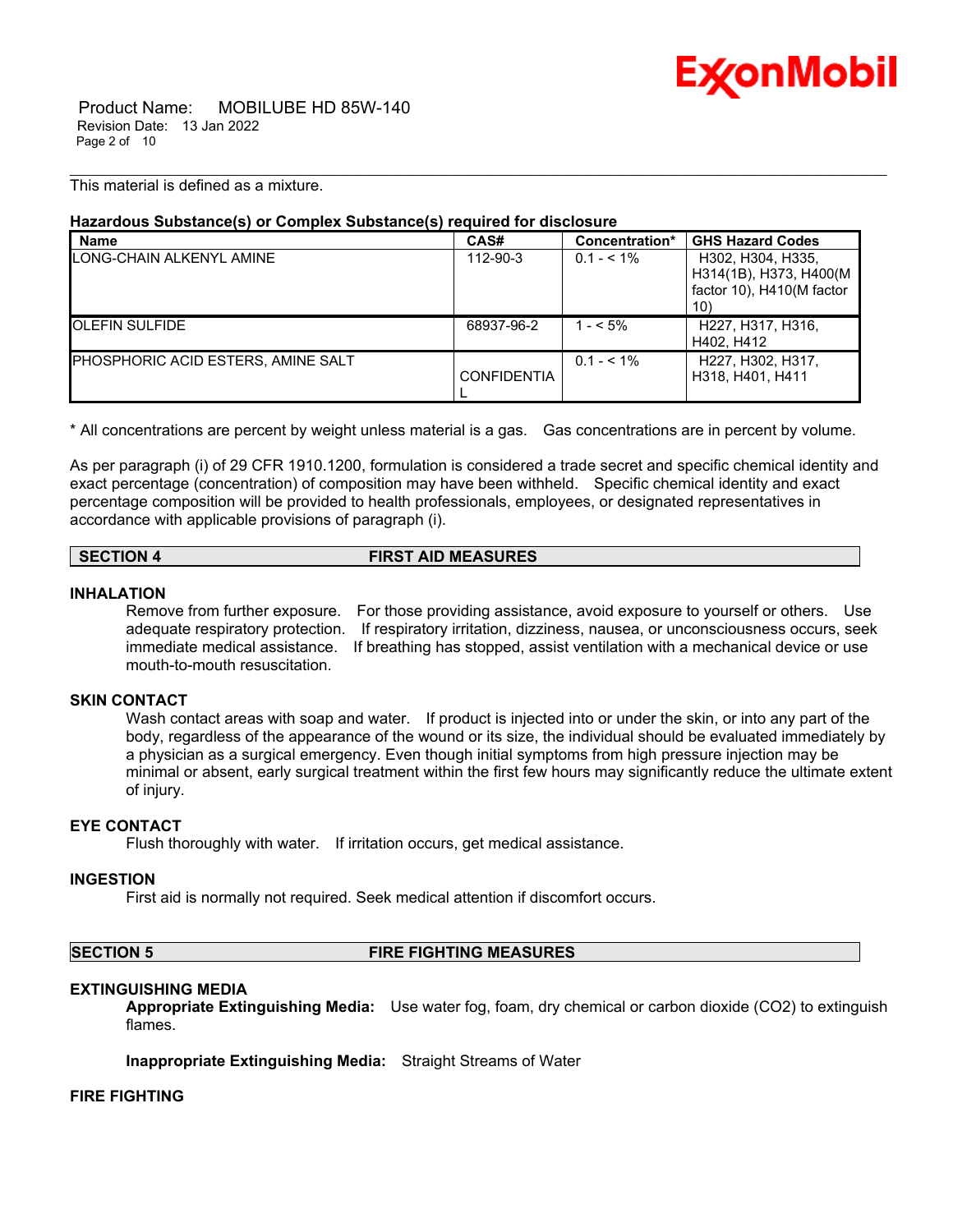This material is defined as a mixture.

**Hazardous Substance(s) or Complex Substance(s) required for disclosure**

| Name | CAS# | Concentration* | GHS Hazard Codes |
|---|---|---|---|
| LONG-CHAIN ALKENYL AMINE | 112-90-3 | 0.1 - < 1% | H302, H304, H335, H314(1B), H373, H400(M factor 10), H410(M factor 10) |
| OLEFIN SULFIDE | 68937-96-2 | 1 - < 5% | H227, H317, H316, H402, H412 |
| PHOSPHORIC ACID ESTERS, AMINE SALT | CONFIDENTIAL | 0.1 - < 1% | H227, H302, H317, H318, H401, H411 |

\* All concentrations are percent by weight unless material is a gas. Gas concentrations are in percent by volume.

As per paragraph (i) of 29 CFR 1910.1200, formulation is considered a trade secret and specific chemical identity and exact percentage (concentration) of composition may have been withheld. Specific chemical identity and exact percentage composition will be provided to health professionals, employees, or designated representatives in accordance with applicable provisions of paragraph (i).

## SECTION 4 FIRST AID MEASURES

### INHALATION

Remove from further exposure. For those providing assistance, avoid exposure to yourself or others. Use adequate respiratory protection. If respiratory irritation, dizziness, nausea, or unconsciousness occurs, seek immediate medical assistance. If breathing has stopped, assist ventilation with a mechanical device or use mouth-to-mouth resuscitation.

### SKIN CONTACT

Wash contact areas with soap and water. If product is injected into or under the skin, or into any part of the body, regardless of the appearance of the wound or its size, the individual should be evaluated immediately by a physician as a surgical emergency. Even though initial symptoms from high pressure injection may be minimal or absent, early surgical treatment within the first few hours may significantly reduce the ultimate extent of injury.

### EYE CONTACT

Flush thoroughly with water. If irritation occurs, get medical assistance.

### INGESTION

First aid is normally not required. Seek medical attention if discomfort occurs.

## SECTION 5 FIRE FIGHTING MEASURES

### EXTINGUISHING MEDIA

**Appropriate Extinguishing Media:** Use water fog, foam, dry chemical or carbon dioxide ($CO_2$) to extinguish flames.

**Inappropriate Extinguishing Media:** Straight Streams of Water

### FIRE FIGHTING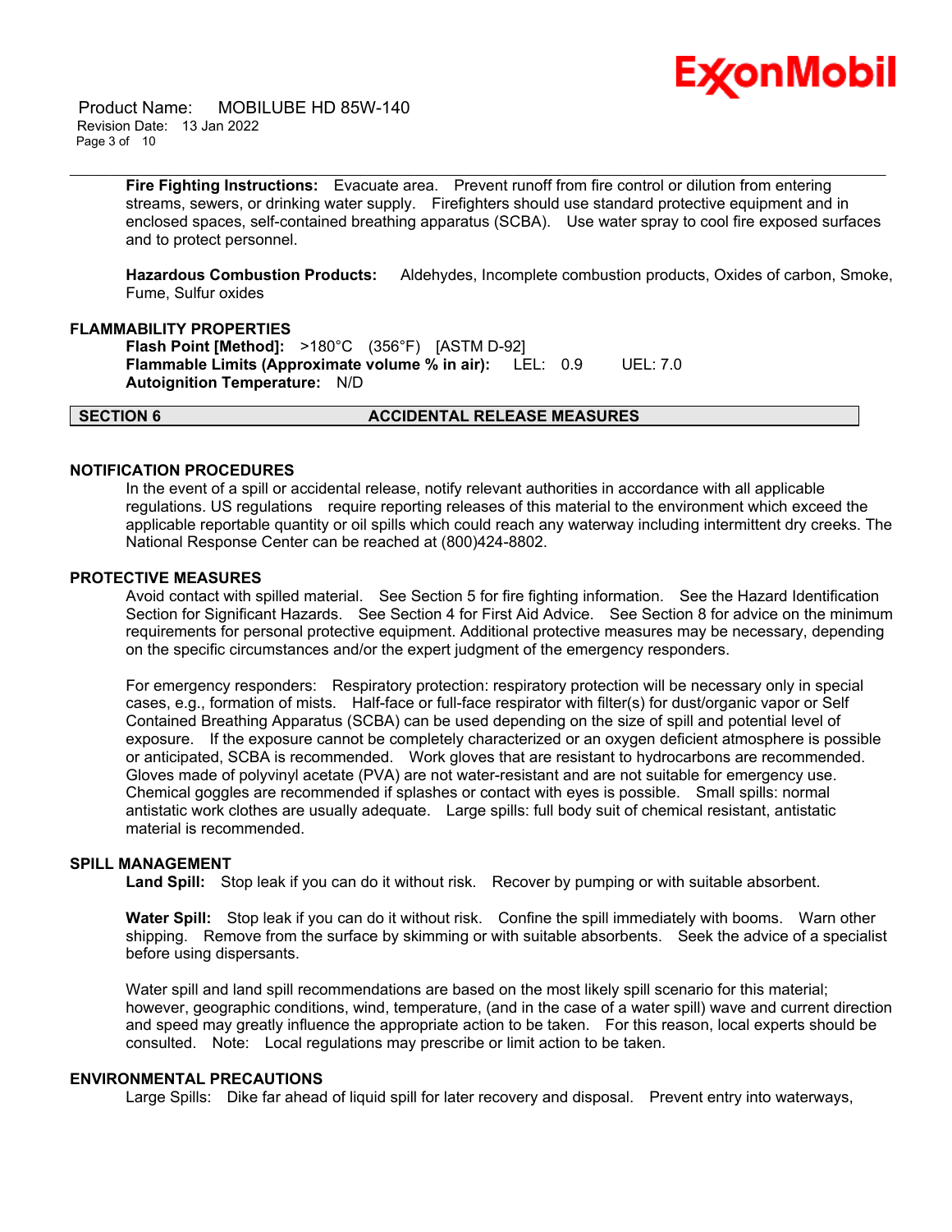**Fire Fighting Instructions:** Evacuate area. Prevent runoff from fire control or dilution from entering streams, sewers, or drinking water supply. Firefighters should use standard protective equipment and in enclosed spaces, self-contained breathing apparatus (SCBA). Use water spray to cool fire exposed surfaces and to protect personnel.

**Hazardous Combustion Products:** Aldehydes, Incomplete combustion products, Oxides of carbon, Smoke, Fume, Sulfur oxides

### FLAMMABILITY PROPERTIES

**Flash Point [Method]:** >180°C (356°F) [ASTM D-92]
**Flammable Limits (Approximate volume % in air):** LEL: 0.9 UEL: 7.0
**Autoignition Temperature:** N/D

## SECTION 6 ACCIDENTAL RELEASE MEASURES

### NOTIFICATION PROCEDURES

In the event of a spill or accidental release, notify relevant authorities in accordance with all applicable regulations. US regulations require reporting releases of this material to the environment which exceed the applicable reportable quantity or oil spills which could reach any waterway including intermittent dry creeks. The National Response Center can be reached at (800)424-8802.

### PROTECTIVE MEASURES

Avoid contact with spilled material. See Section 5 for fire fighting information. See the Hazard Identification Section for Significant Hazards. See Section 4 for First Aid Advice. See Section 8 for advice on the minimum requirements for personal protective equipment. Additional protective measures may be necessary, depending on the specific circumstances and/or the expert judgment of the emergency responders.

For emergency responders: Respiratory protection: respiratory protection will be necessary only in special cases, e.g., formation of mists. Half-face or full-face respirator with filter(s) for dust/organic vapor or Self Contained Breathing Apparatus (SCBA) can be used depending on the size of spill and potential level of exposure. If the exposure cannot be completely characterized or an oxygen deficient atmosphere is possible or anticipated, SCBA is recommended. Work gloves that are resistant to hydrocarbons are recommended. Gloves made of polyvinyl acetate (PVA) are not water-resistant and are not suitable for emergency use. Chemical goggles are recommended if splashes or contact with eyes is possible. Small spills: normal antistatic work clothes are usually adequate. Large spills: full body suit of chemical resistant, antistatic material is recommended.

### SPILL MANAGEMENT

**Land Spill:** Stop leak if you can do it without risk. Recover by pumping or with suitable absorbent.

**Water Spill:** Stop leak if you can do it without risk. Confine the spill immediately with booms. Warn other shipping. Remove from the surface by skimming or with suitable absorbents. Seek the advice of a specialist before using dispersants.

Water spill and land spill recommendations are based on the most likely spill scenario for this material; however, geographic conditions, wind, temperature, (and in the case of a water spill) wave and current direction and speed may greatly influence the appropriate action to be taken. For this reason, local experts should be consulted. Note: Local regulations may prescribe or limit action to be taken.

### ENVIRONMENTAL PRECAUTIONS

Large Spills: Dike far ahead of liquid spill for later recovery and disposal. Prevent entry into waterways,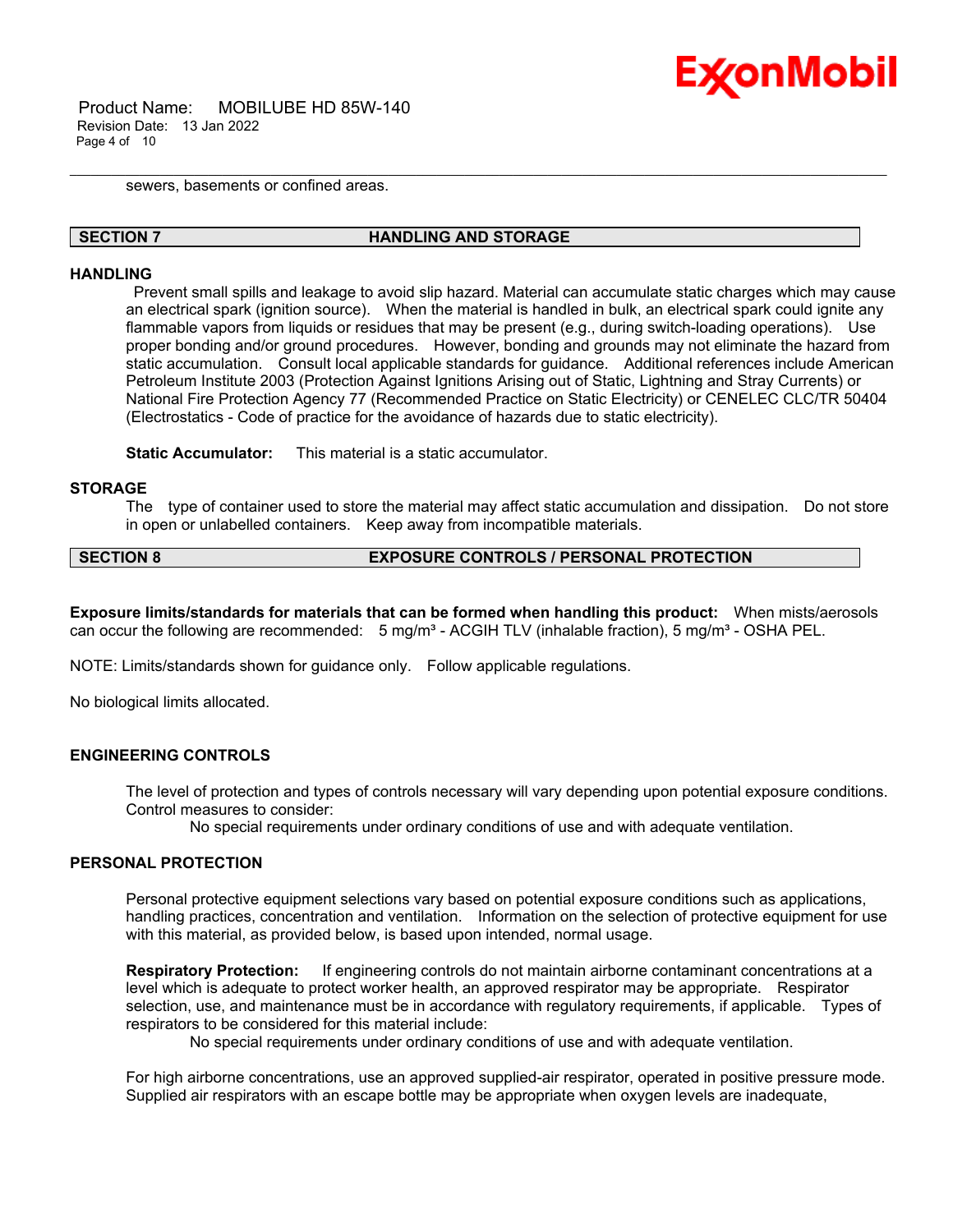sewers, basements or confined areas.

## SECTION 7 HANDLING AND STORAGE

### HANDLING

Prevent small spills and leakage to avoid slip hazard. Material can accumulate static charges which may cause an electrical spark (ignition source). When the material is handled in bulk, an electrical spark could ignite any flammable vapors from liquids or residues that may be present (e.g., during switch-loading operations). Use proper bonding and/or ground procedures. However, bonding and grounds may not eliminate the hazard from static accumulation. Consult local applicable standards for guidance. Additional references include American Petroleum Institute 2003 (Protection Against Ignitions Arising out of Static, Lightning and Stray Currents) or National Fire Protection Agency 77 (Recommended Practice on Static Electricity) or CENELEC CLC/TR 50404 (Electrostatics - Code of practice for the avoidance of hazards due to static electricity).

**Static Accumulator:** This material is a static accumulator.

### STORAGE

The type of container used to store the material may affect static accumulation and dissipation. Do not store in open or unlabelled containers. Keep away from incompatible materials.

## SECTION 8 EXPOSURE CONTROLS / PERSONAL PROTECTION

**Exposure limits/standards for materials that can be formed when handling this product:** When mists/aerosols can occur the following are recommended: 5 mg/m³ - ACGIH TLV (inhalable fraction), 5 mg/m³ - OSHA PEL.

NOTE: Limits/standards shown for guidance only. Follow applicable regulations.

No biological limits allocated.

### ENGINEERING CONTROLS

The level of protection and types of controls necessary will vary depending upon potential exposure conditions. Control measures to consider:

No special requirements under ordinary conditions of use and with adequate ventilation.

### PERSONAL PROTECTION

Personal protective equipment selections vary based on potential exposure conditions such as applications, handling practices, concentration and ventilation. Information on the selection of protective equipment for use with this material, as provided below, is based upon intended, normal usage.

**Respiratory Protection:** If engineering controls do not maintain airborne contaminant concentrations at a level which is adequate to protect worker health, an approved respirator may be appropriate. Respirator selection, use, and maintenance must be in accordance with regulatory requirements, if applicable. Types of respirators to be considered for this material include:

No special requirements under ordinary conditions of use and with adequate ventilation.

For high airborne concentrations, use an approved supplied-air respirator, operated in positive pressure mode. Supplied air respirators with an escape bottle may be appropriate when oxygen levels are inadequate,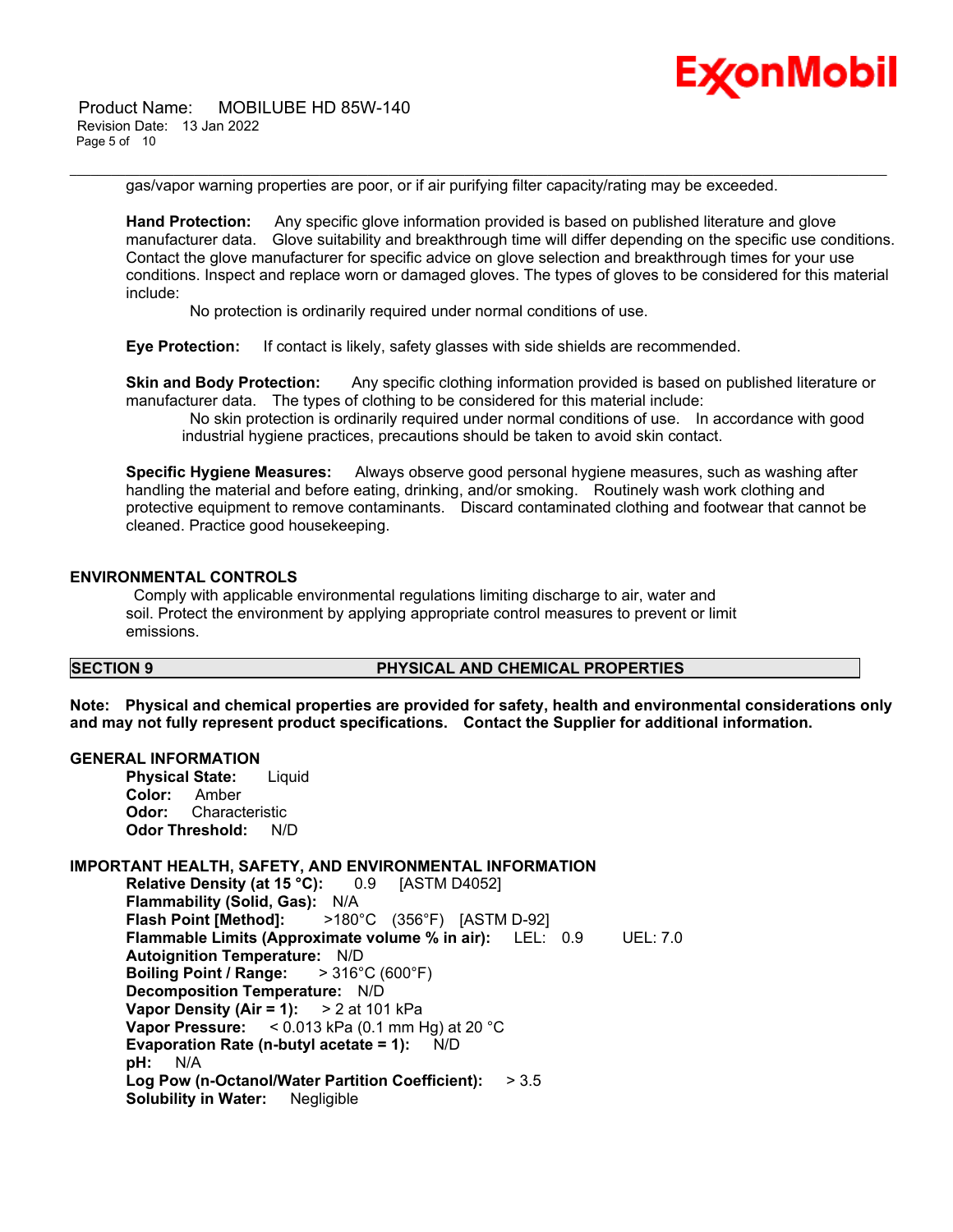gas/vapor warning properties are poor, or if air purifying filter capacity/rating may be exceeded.

**Hand Protection:** Any specific glove information provided is based on published literature and glove manufacturer data. Glove suitability and breakthrough time will differ depending on the specific use conditions. Contact the glove manufacturer for specific advice on glove selection and breakthrough times for your use conditions. Inspect and replace worn or damaged gloves. The types of gloves to be considered for this material include:

No protection is ordinarily required under normal conditions of use.

**Eye Protection:** If contact is likely, safety glasses with side shields are recommended.

**Skin and Body Protection:** Any specific clothing information provided is based on published literature or manufacturer data. The types of clothing to be considered for this material include:

No skin protection is ordinarily required under normal conditions of use. In accordance with good industrial hygiene practices, precautions should be taken to avoid skin contact.

**Specific Hygiene Measures:** Always observe good personal hygiene measures, such as washing after handling the material and before eating, drinking, and/or smoking. Routinely wash work clothing and protective equipment to remove contaminants. Discard contaminated clothing and footwear that cannot be cleaned. Practice good housekeeping.

### ENVIRONMENTAL CONTROLS

Comply with applicable environmental regulations limiting discharge to air, water and soil. Protect the environment by applying appropriate control measures to prevent or limit emissions.

## SECTION 9 PHYSICAL AND CHEMICAL PROPERTIES

**Note: Physical and chemical properties are provided for safety, health and environmental considerations only and may not fully represent product specifications. Contact the Supplier for additional information.**

### GENERAL INFORMATION

**Physical State:** Liquid
**Color:** Amber
**Odor:** Characteristic
**Odor Threshold:** N/D

### IMPORTANT HEALTH, SAFETY, AND ENVIRONMENTAL INFORMATION

**Relative Density (at 15 °C):** 0.9 [ASTM D4052]
**Flammability (Solid, Gas):** N/A
**Flash Point [Method]:** >180°C (356°F) [ASTM D-92]
**Flammable Limits (Approximate volume % in air):** LEL: 0.9 UEL: 7.0
**Autoignition Temperature:** N/D
**Boiling Point / Range:** > 316°C (600°F)
**Decomposition Temperature:** N/D
**Vapor Density (Air = 1):** > 2 at 101 kPa
**Vapor Pressure:** < 0.013 kPa (0.1 mm Hg) at 20 °C
**Evaporation Rate (n-butyl acetate = 1):** N/D
**pH:** N/A
**Log Pow (n-Octanol/Water Partition Coefficient):** > 3.5
**Solubility in Water:** Negligible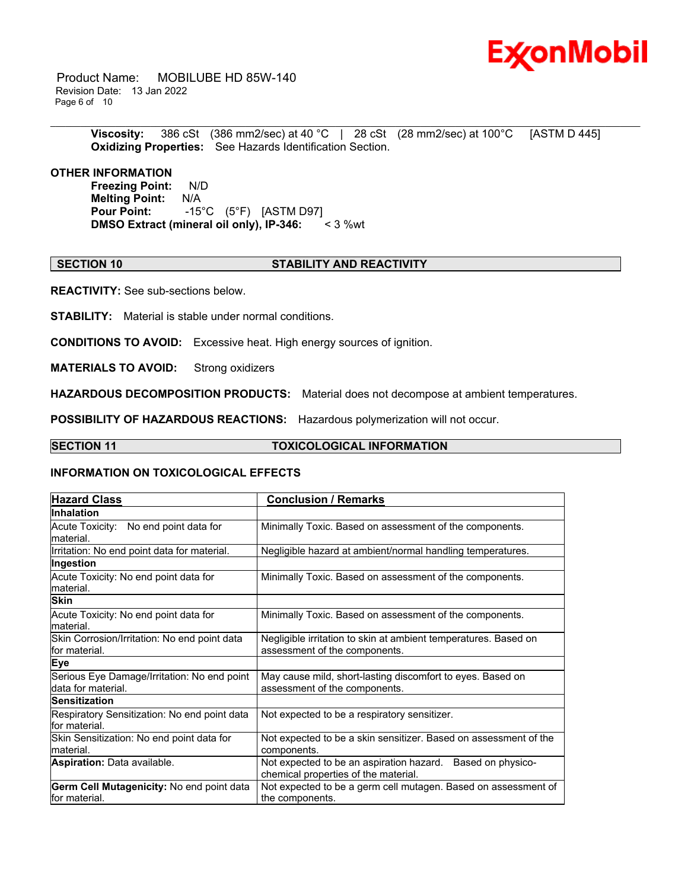**Viscosity:** 386 cSt (386 mm2/sec) at 40 °C | 28 cSt (28 mm2/sec) at 100°C [ASTM D 445]
**Oxidizing Properties:** See Hazards Identification Section.

**OTHER INFORMATION**

**Freezing Point:** N/D
**Melting Point:** N/A
**Pour Point:** -15°C (5°F) [ASTM D97]
**DMSO Extract (mineral oil only), IP-346:** < 3 %wt

## SECTION 10 STABILITY AND REACTIVITY

**REACTIVITY:** See sub-sections below.

**STABILITY:** Material is stable under normal conditions.

**CONDITIONS TO AVOID:** Excessive heat. High energy sources of ignition.

**MATERIALS TO AVOID:** Strong oxidizers

**HAZARDOUS DECOMPOSITION PRODUCTS:** Material does not decompose at ambient temperatures.

**POSSIBILITY OF HAZARDOUS REACTIONS:** Hazardous polymerization will not occur.

## SECTION 11 TOXICOLOGICAL INFORMATION

### INFORMATION ON TOXICOLOGICAL EFFECTS

| Hazard Class | Conclusion / Remarks |
|---|---|
| **Inhalation** | |
| Acute Toxicity: No end point data for material. | Minimally Toxic. Based on assessment of the components. |
| Irritation: No end point data for material. | Negligible hazard at ambient/normal handling temperatures. |
| **Ingestion** | |
| Acute Toxicity: No end point data for material. | Minimally Toxic. Based on assessment of the components. |
| **Skin** | |
| Acute Toxicity: No end point data for material. | Minimally Toxic. Based on assessment of the components. |
| Skin Corrosion/Irritation: No end point data for material. | Negligible irritation to skin at ambient temperatures. Based on assessment of the components. |
| **Eye** | |
| Serious Eye Damage/Irritation: No end point data for material. | May cause mild, short-lasting discomfort to eyes. Based on assessment of the components. |
| **Sensitization** | |
| Respiratory Sensitization: No end point data for material. | Not expected to be a respiratory sensitizer. |
| Skin Sensitization: No end point data for material. | Not expected to be a skin sensitizer. Based on assessment of the components. |
| **Aspiration:** Data available. | Not expected to be an aspiration hazard. Based on physico-chemical properties of the material. |
| **Germ Cell Mutagenicity:** No end point data for material. | Not expected to be a germ cell mutagen. Based on assessment of the components. |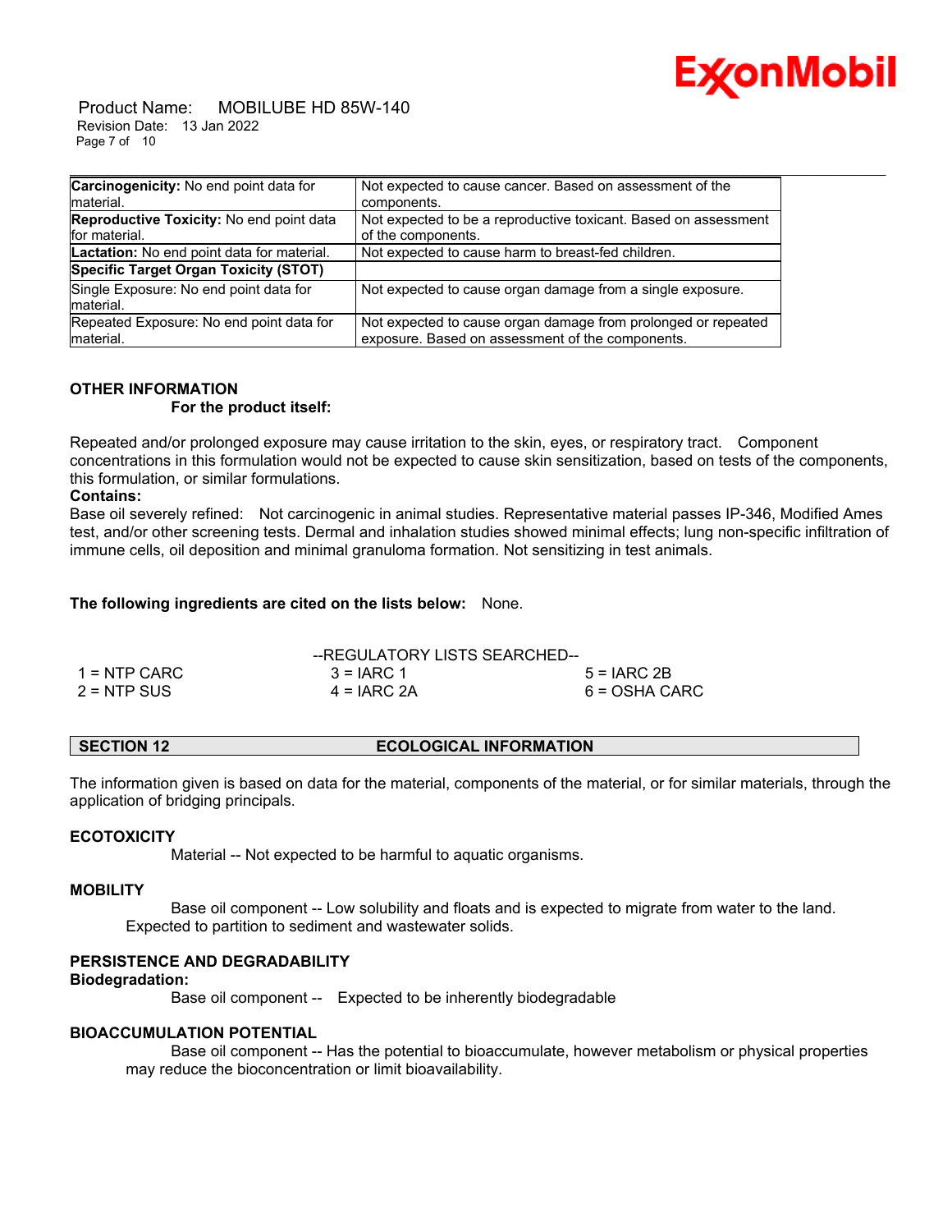| | |
|---|---|
| **Carcinogenicity:** No end point data for material. | Not expected to cause cancer. Based on assessment of the components. |
| **Reproductive Toxicity:** No end point data for material. | Not expected to be a reproductive toxicant. Based on assessment of the components. |
| **Lactation:** No end point data for material. | Not expected to cause harm to breast-fed children. |
| **Specific Target Organ Toxicity (STOT)** | |
| Single Exposure: No end point data for material. | Not expected to cause organ damage from a single exposure. |
| Repeated Exposure: No end point data for material. | Not expected to cause organ damage from prolonged or repeated exposure. Based on assessment of the components. |

**OTHER INFORMATION**

**For the product itself:**

Repeated and/or prolonged exposure may cause irritation to the skin, eyes, or respiratory tract. Component concentrations in this formulation would not be expected to cause skin sensitization, based on tests of the components, this formulation, or similar formulations.

**Contains:**

Base oil severely refined: Not carcinogenic in animal studies. Representative material passes IP-346, Modified Ames test, and/or other screening tests. Dermal and inhalation studies showed minimal effects; lung non-specific infiltration of immune cells, oil deposition and minimal granuloma formation. Not sensitizing in test animals.

**The following ingredients are cited on the lists below:** None.

--REGULATORY LISTS SEARCHED--

| | | |
|---|---|---|
| 1 = NTP CARC | 3 = IARC 1 | 5 = IARC 2B |
| 2 = NTP SUS | 4 = IARC 2A | 6 = OSHA CARC |

## SECTION 12 ECOLOGICAL INFORMATION

The information given is based on data for the material, components of the material, or for similar materials, through the application of bridging principals.

**ECOTOXICITY**

Material -- Not expected to be harmful to aquatic organisms.

**MOBILITY**

Base oil component -- Low solubility and floats and is expected to migrate from water to the land. Expected to partition to sediment and wastewater solids.

**PERSISTENCE AND DEGRADABILITY**

**Biodegradation:**

Base oil component -- Expected to be inherently biodegradable

**BIOACCUMULATION POTENTIAL**

Base oil component -- Has the potential to bioaccumulate, however metabolism or physical properties may reduce the bioconcentration or limit bioavailability.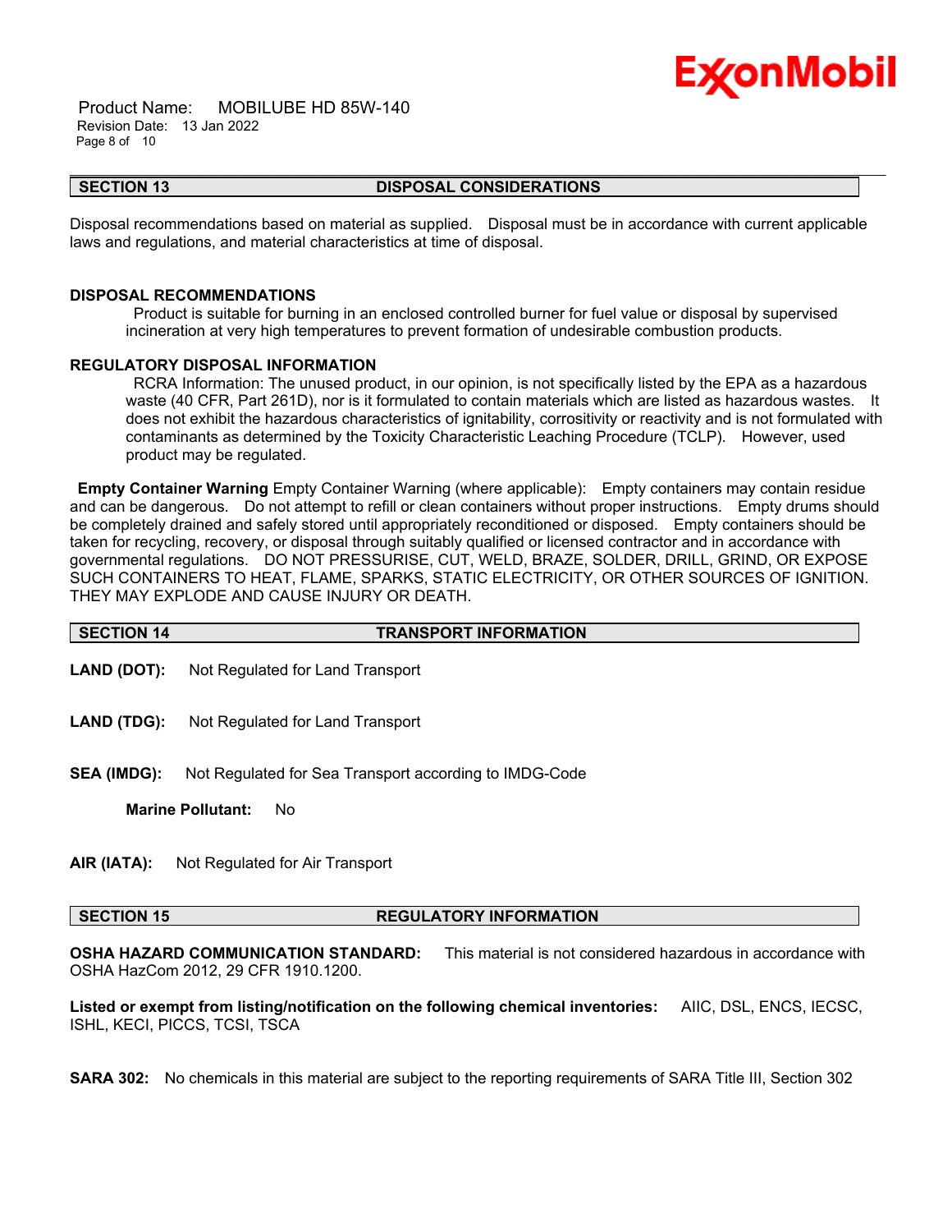## SECTION 13 DISPOSAL CONSIDERATIONS

Disposal recommendations based on material as supplied. Disposal must be in accordance with current applicable laws and regulations, and material characteristics at time of disposal.

### DISPOSAL RECOMMENDATIONS

Product is suitable for burning in an enclosed controlled burner for fuel value or disposal by supervised incineration at very high temperatures to prevent formation of undesirable combustion products.

### REGULATORY DISPOSAL INFORMATION

RCRA Information: The unused product, in our opinion, is not specifically listed by the EPA as a hazardous waste (40 CFR, Part 261D), nor is it formulated to contain materials which are listed as hazardous wastes. It does not exhibit the hazardous characteristics of ignitability, corrositivity or reactivity and is not formulated with contaminants as determined by the Toxicity Characteristic Leaching Procedure (TCLP). However, used product may be regulated.

**Empty Container Warning** Empty Container Warning (where applicable): Empty containers may contain residue and can be dangerous. Do not attempt to refill or clean containers without proper instructions. Empty drums should be completely drained and safely stored until appropriately reconditioned or disposed. Empty containers should be taken for recycling, recovery, or disposal through suitably qualified or licensed contractor and in accordance with governmental regulations. DO NOT PRESSURISE, CUT, WELD, BRAZE, SOLDER, DRILL, GRIND, OR EXPOSE SUCH CONTAINERS TO HEAT, FLAME, SPARKS, STATIC ELECTRICITY, OR OTHER SOURCES OF IGNITION. THEY MAY EXPLODE AND CAUSE INJURY OR DEATH.

## SECTION 14 TRANSPORT INFORMATION

**LAND (DOT):** Not Regulated for Land Transport

**LAND (TDG):** Not Regulated for Land Transport

**SEA (IMDG):** Not Regulated for Sea Transport according to IMDG-Code

**Marine Pollutant:** No

**AIR (IATA):** Not Regulated for Air Transport

## SECTION 15 REGULATORY INFORMATION

**OSHA HAZARD COMMUNICATION STANDARD:** This material is not considered hazardous in accordance with OSHA HazCom 2012, 29 CFR 1910.1200.

**Listed or exempt from listing/notification on the following chemical inventories:** AIIC, DSL, ENCS, IECSC, ISHL, KECI, PICCS, TCSI, TSCA

**SARA 302:** No chemicals in this material are subject to the reporting requirements of SARA Title III, Section 302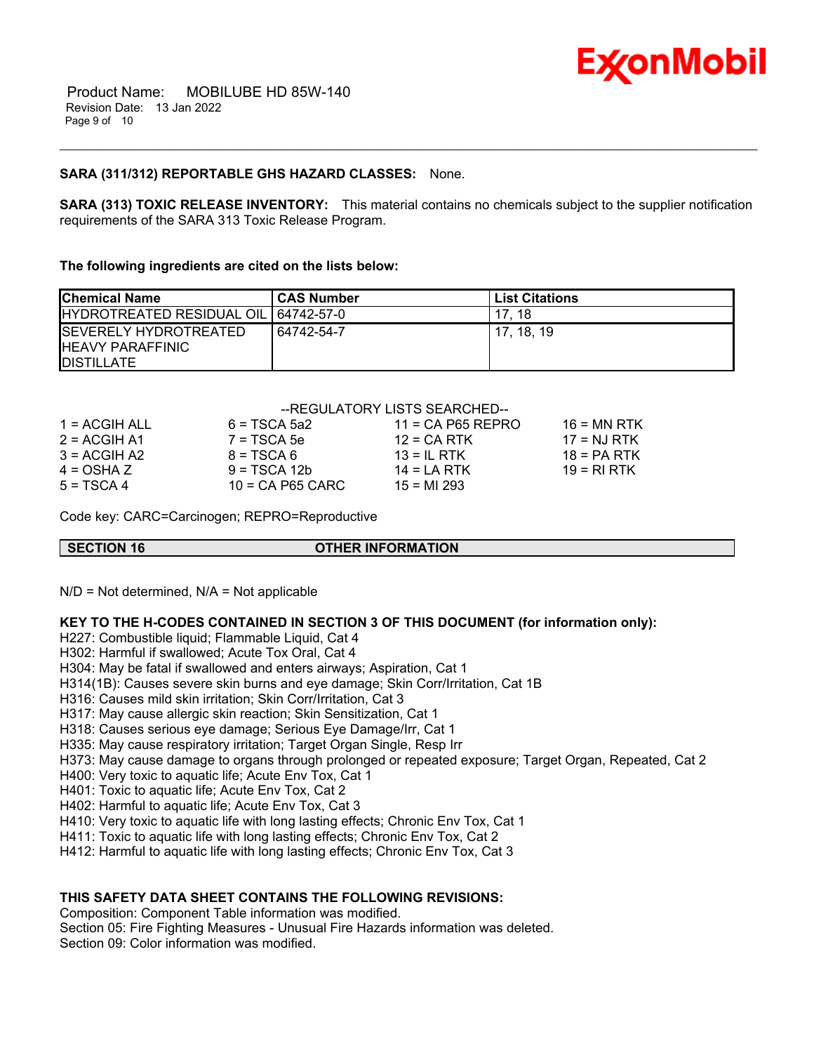**SARA (311/312) REPORTABLE GHS HAZARD CLASSES:** None.

**SARA (313) TOXIC RELEASE INVENTORY:** This material contains no chemicals subject to the supplier notification requirements of the SARA 313 Toxic Release Program.

**The following ingredients are cited on the lists below:**

| Chemical Name | CAS Number | List Citations |
|---|---|---|
| HYDROTREATED RESIDUAL OIL | 64742-57-0 | 17, 18 |
| SEVERELY HYDROTREATED HEAVY PARAFFINIC DISTILLATE | 64742-54-7 | 17, 18, 19 |

--REGULATORY LISTS SEARCHED--

| | | | |
|---|---|---|---|
| 1 = ACGIH ALL | 6 = TSCA 5a2 | 11 = CA P65 REPRO | 16 = MN RTK |
| 2 = ACGIH A1 | 7 = TSCA 5e | 12 = CA RTK | 17 = NJ RTK |
| 3 = ACGIH A2 | 8 = TSCA 6 | 13 = IL RTK | 18 = PA RTK |
| 4 = OSHA Z | 9 = TSCA 12b | 14 = LA RTK | 19 = RI RTK |
| 5 = TSCA 4 | 10 = CA P65 CARC | 15 = MI 293 | |

Code key: CARC=Carcinogen; REPRO=Reproductive

## SECTION 16 OTHER INFORMATION

N/D = Not determined, N/A = Not applicable

**KEY TO THE H-CODES CONTAINED IN SECTION 3 OF THIS DOCUMENT (for information only):**

H227: Combustible liquid; Flammable Liquid, Cat 4
H302: Harmful if swallowed; Acute Tox Oral, Cat 4
H304: May be fatal if swallowed and enters airways; Aspiration, Cat 1
H314(1B): Causes severe skin burns and eye damage; Skin Corr/Irritation, Cat 1B
H316: Causes mild skin irritation; Skin Corr/Irritation, Cat 3
H317: May cause allergic skin reaction; Skin Sensitization, Cat 1
H318: Causes serious eye damage; Serious Eye Damage/Irr, Cat 1
H335: May cause respiratory irritation; Target Organ Single, Resp Irr
H373: May cause damage to organs through prolonged or repeated exposure; Target Organ, Repeated, Cat 2
H400: Very toxic to aquatic life; Acute Env Tox, Cat 1
H401: Toxic to aquatic life; Acute Env Tox, Cat 2
H402: Harmful to aquatic life; Acute Env Tox, Cat 3
H410: Very toxic to aquatic life with long lasting effects; Chronic Env Tox, Cat 1
H411: Toxic to aquatic life with long lasting effects; Chronic Env Tox, Cat 2
H412: Harmful to aquatic life with long lasting effects; Chronic Env Tox, Cat 3

**THIS SAFETY DATA SHEET CONTAINS THE FOLLOWING REVISIONS:**

Composition: Component Table information was modified.
Section 05: Fire Fighting Measures - Unusual Fire Hazards information was deleted.
Section 09: Color information was modified.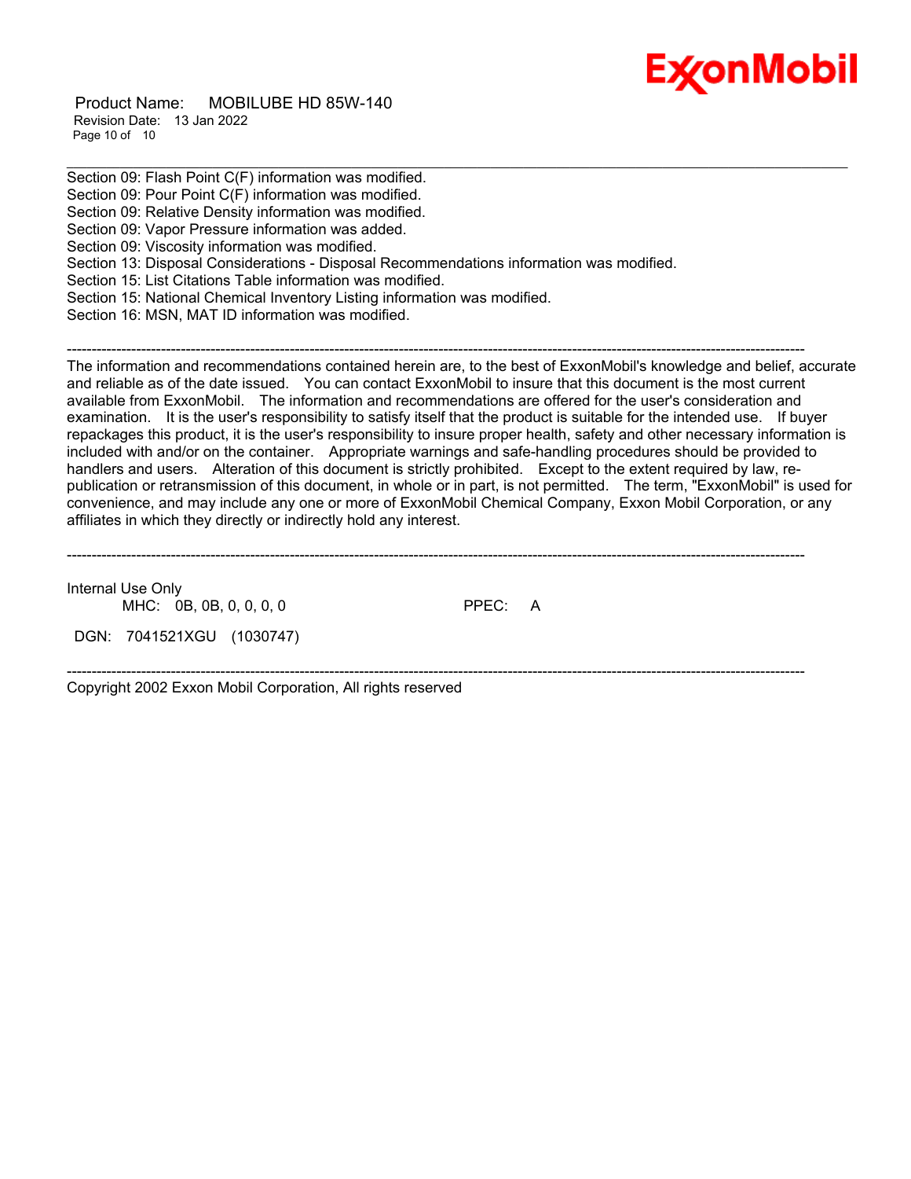Section 09: Flash Point C(F) information was modified.
Section 09: Pour Point C(F) information was modified.
Section 09: Relative Density information was modified.
Section 09: Vapor Pressure information was added.
Section 09: Viscosity information was modified.
Section 13: Disposal Considerations - Disposal Recommendations information was modified.
Section 15: List Citations Table information was modified.
Section 15: National Chemical Inventory Listing information was modified.
Section 16: MSN, MAT ID information was modified.

-----------------------------------------------------------------------------------------------------------------------------------------------

The information and recommendations contained herein are, to the best of ExxonMobil's knowledge and belief, accurate and reliable as of the date issued. You can contact ExxonMobil to insure that this document is the most current available from ExxonMobil. The information and recommendations are offered for the user's consideration and examination. It is the user's responsibility to satisfy itself that the product is suitable for the intended use. If buyer repackages this product, it is the user's responsibility to insure proper health, safety and other necessary information is included with and/or on the container. Appropriate warnings and safe-handling procedures should be provided to handlers and users. Alteration of this document is strictly prohibited. Except to the extent required by law, re-publication or retransmission of this document, in whole or in part, is not permitted. The term, "ExxonMobil" is used for convenience, and may include any one or more of ExxonMobil Chemical Company, Exxon Mobil Corporation, or any affiliates in which they directly or indirectly hold any interest.

-----------------------------------------------------------------------------------------------------------------------------------------------

Internal Use Only

MHC: 0B, 0B, 0, 0, 0, 0 PPEC: A

DGN: 7041521XGU (1030747)

-----------------------------------------------------------------------------------------------------------------------------------------------

Copyright 2002 Exxon Mobil Corporation, All rights reserved